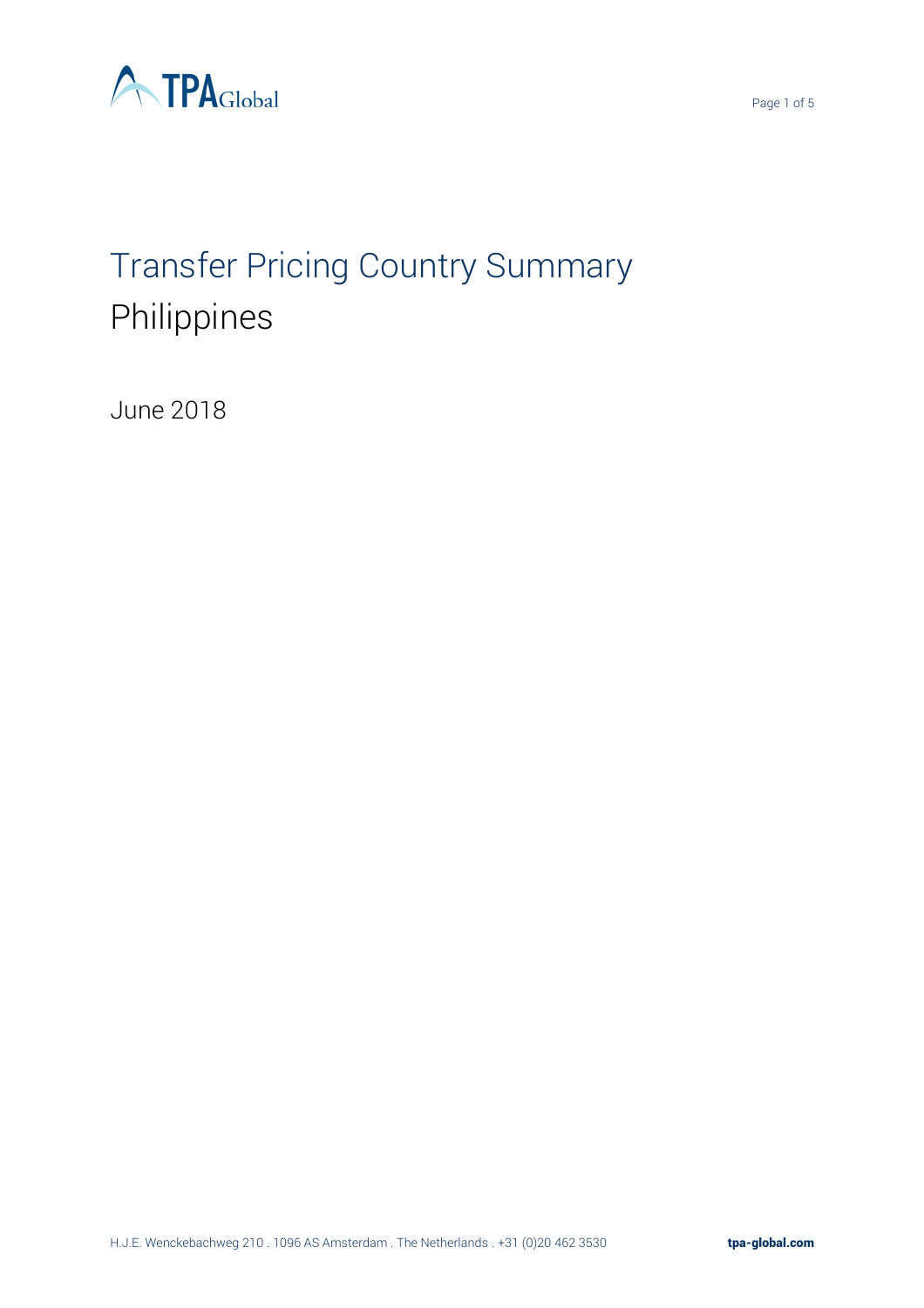# Transfer Pricing Country Summary

## Philippines

June 2018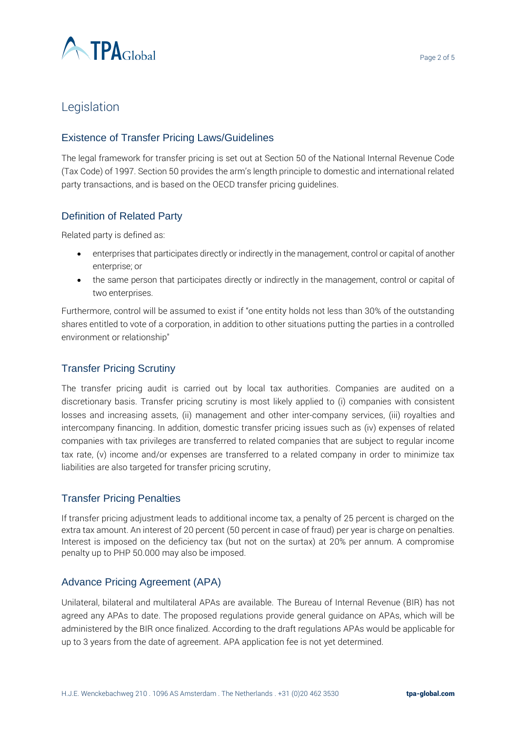# Legislation

## Existence of Transfer Pricing Laws/Guidelines

The legal framework for transfer pricing is set out at Section 50 of the National Internal Revenue Code (Tax Code) of 1997. Section 50 provides the arm's length principle to domestic and international related party transactions, and is based on the OECD transfer pricing guidelines.

## Definition of Related Party

Related party is defined as:

- enterprises that participates directly or indirectly in the management, control or capital of another enterprise; or
- the same person that participates directly or indirectly in the management, control or capital of two enterprises.

Furthermore, control will be assumed to exist if "one entity holds not less than 30% of the outstanding shares entitled to vote of a corporation, in addition to other situations putting the parties in a controlled environment or relationship"

## Transfer Pricing Scrutiny

The transfer pricing audit is carried out by local tax authorities. Companies are audited on a discretionary basis. Transfer pricing scrutiny is most likely applied to (i) companies with consistent losses and increasing assets, (ii) management and other inter-company services, (iii) royalties and intercompany financing. In addition, domestic transfer pricing issues such as (iv) expenses of related companies with tax privileges are transferred to related companies that are subject to regular income tax rate, (v) income and/or expenses are transferred to a related company in order to minimize tax liabilities are also targeted for transfer pricing scrutiny,

## Transfer Pricing Penalties

If transfer pricing adjustment leads to additional income tax, a penalty of 25 percent is charged on the extra tax amount. An interest of 20 percent (50 percent in case of fraud) per year is charge on penalties. Interest is imposed on the deficiency tax (but not on the surtax) at 20% per annum. A compromise penalty up to PHP 50.000 may also be imposed.

## Advance Pricing Agreement (APA)

Unilateral, bilateral and multilateral APAs are available. The Bureau of Internal Revenue (BIR) has not agreed any APAs to date. The proposed regulations provide general guidance on APAs, which will be administered by the BIR once finalized. According to the draft regulations APAs would be applicable for up to 3 years from the date of agreement. APA application fee is not yet determined.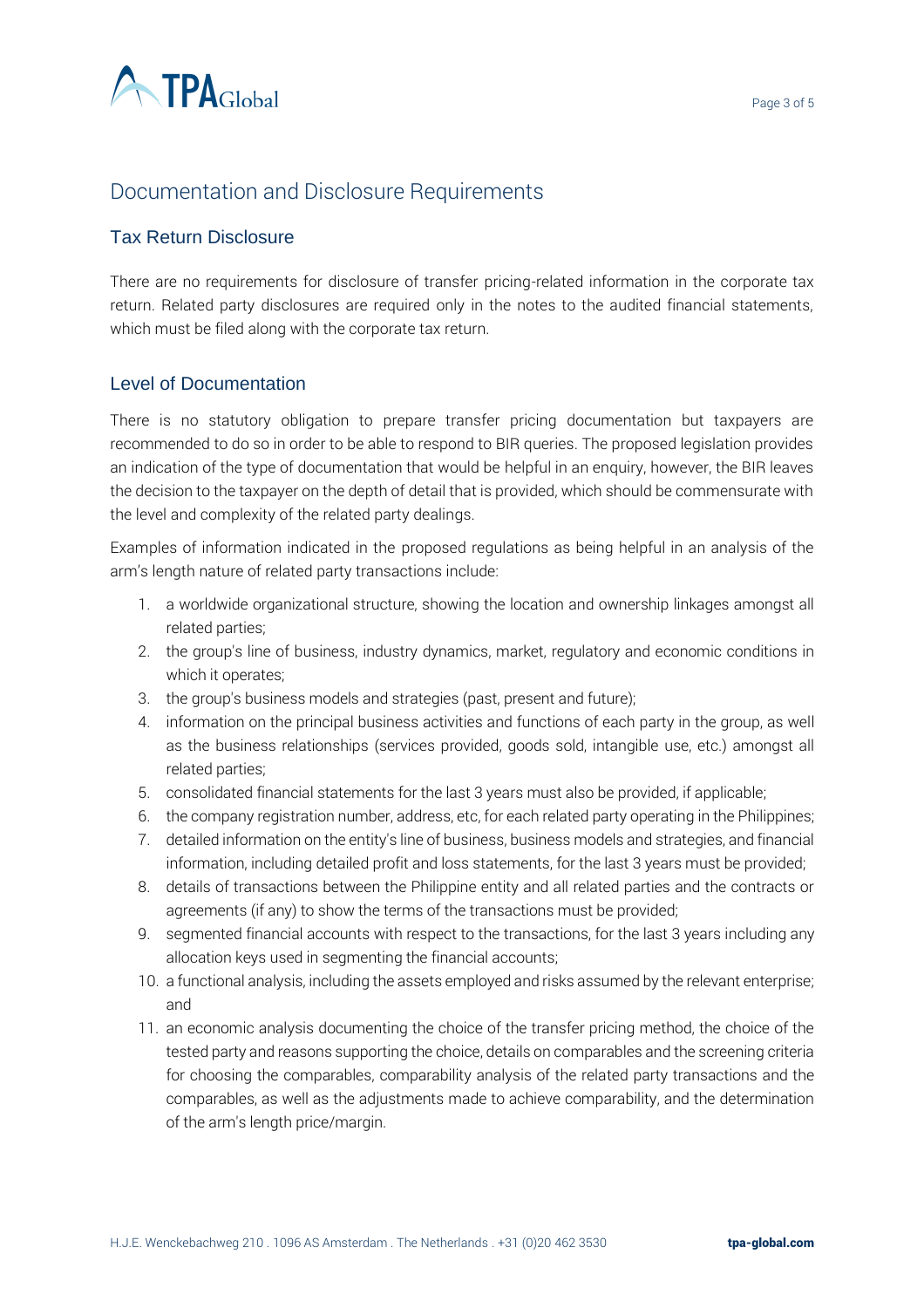## Documentation and Disclosure Requirements

### Tax Return Disclosure

There are no requirements for disclosure of transfer pricing-related information in the corporate tax return. Related party disclosures are required only in the notes to the audited financial statements, which must be filed along with the corporate tax return.

### Level of Documentation

There is no statutory obligation to prepare transfer pricing documentation but taxpayers are recommended to do so in order to be able to respond to BIR queries. The proposed legislation provides an indication of the type of documentation that would be helpful in an enquiry, however, the BIR leaves the decision to the taxpayer on the depth of detail that is provided, which should be commensurate with the level and complexity of the related party dealings.

Examples of information indicated in the proposed regulations as being helpful in an analysis of the arm's length nature of related party transactions include:

1. a worldwide organizational structure, showing the location and ownership linkages amongst all related parties;
2. the group's line of business, industry dynamics, market, regulatory and economic conditions in which it operates;
3. the group's business models and strategies (past, present and future);
4. information on the principal business activities and functions of each party in the group, as well as the business relationships (services provided, goods sold, intangible use, etc.) amongst all related parties;
5. consolidated financial statements for the last 3 years must also be provided, if applicable;
6. the company registration number, address, etc, for each related party operating in the Philippines;
7. detailed information on the entity's line of business, business models and strategies, and financial information, including detailed profit and loss statements, for the last 3 years must be provided;
8. details of transactions between the Philippine entity and all related parties and the contracts or agreements (if any) to show the terms of the transactions must be provided;
9. segmented financial accounts with respect to the transactions, for the last 3 years including any allocation keys used in segmenting the financial accounts;
10. a functional analysis, including the assets employed and risks assumed by the relevant enterprise; and
11. an economic analysis documenting the choice of the transfer pricing method, the choice of the tested party and reasons supporting the choice, details on comparables and the screening criteria for choosing the comparables, comparability analysis of the related party transactions and the comparables, as well as the adjustments made to achieve comparability, and the determination of the arm's length price/margin.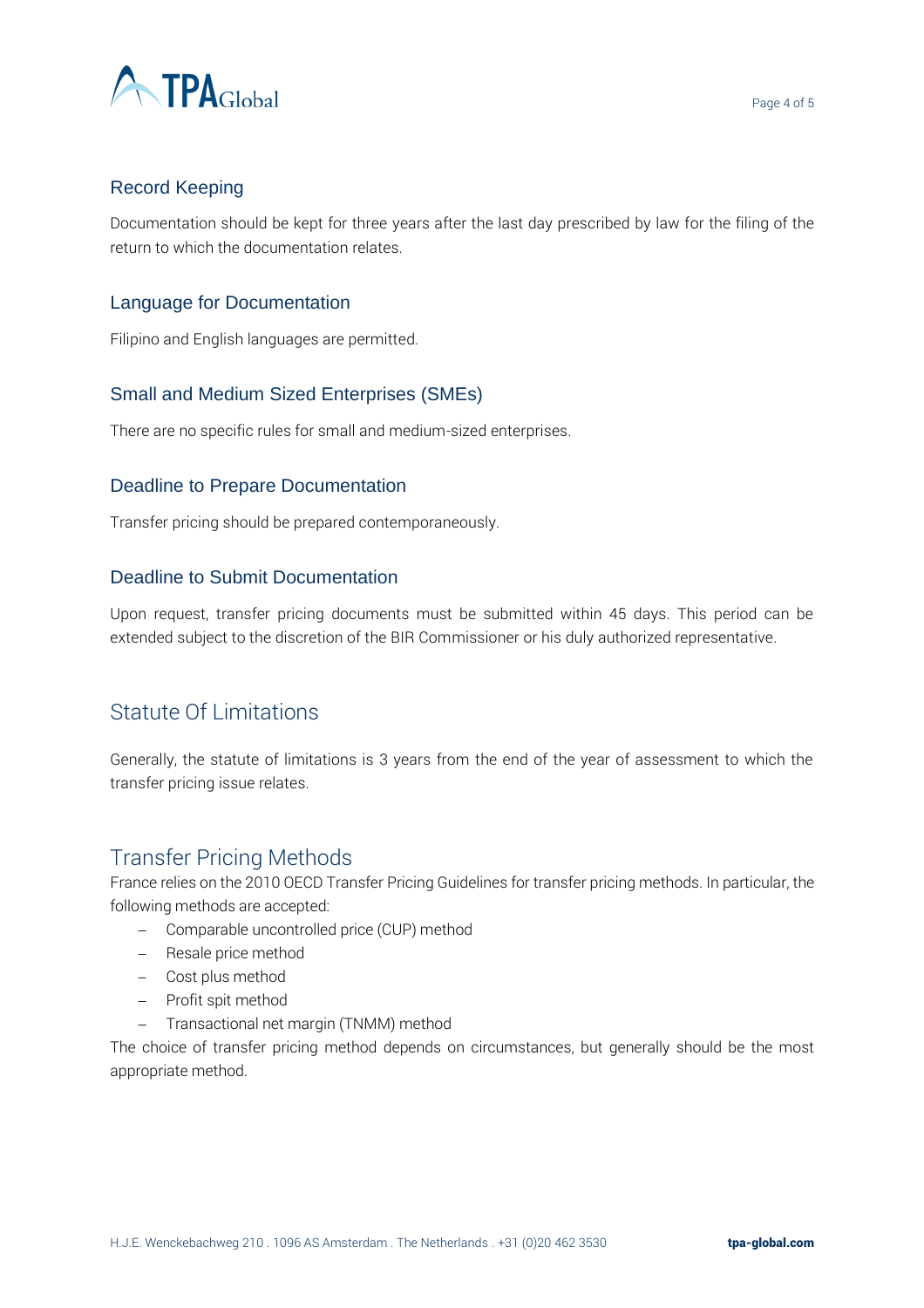### Record Keeping

Documentation should be kept for three years after the last day prescribed by law for the filing of the return to which the documentation relates.

### Language for Documentation

Filipino and English languages are permitted.

### Small and Medium Sized Enterprises (SMEs)

There are no specific rules for small and medium-sized enterprises.

### Deadline to Prepare Documentation

Transfer pricing should be prepared contemporaneously.

### Deadline to Submit Documentation

Upon request, transfer pricing documents must be submitted within 45 days. This period can be extended subject to the discretion of the BIR Commissioner or his duly authorized representative.

## Statute Of Limitations

Generally, the statute of limitations is 3 years from the end of the year of assessment to which the transfer pricing issue relates.

## Transfer Pricing Methods

France relies on the 2010 OECD Transfer Pricing Guidelines for transfer pricing methods. In particular, the following methods are accepted:

- Comparable uncontrolled price (CUP) method
- Resale price method
- Cost plus method
- Profit spit method
- Transactional net margin (TNMM) method

The choice of transfer pricing method depends on circumstances, but generally should be the most appropriate method.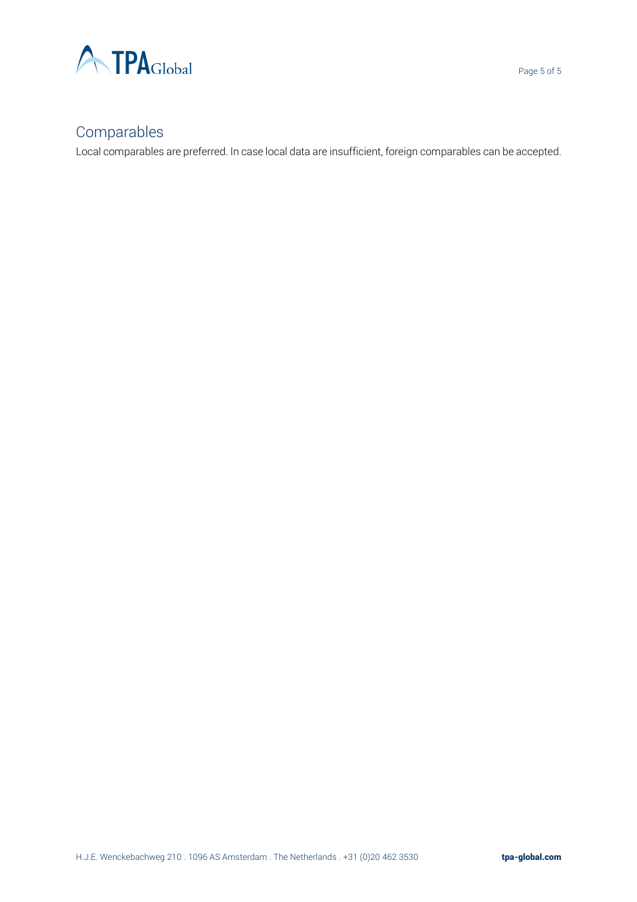## Comparables

Local comparables are preferred. In case local data are insufficient, foreign comparables can be accepted.